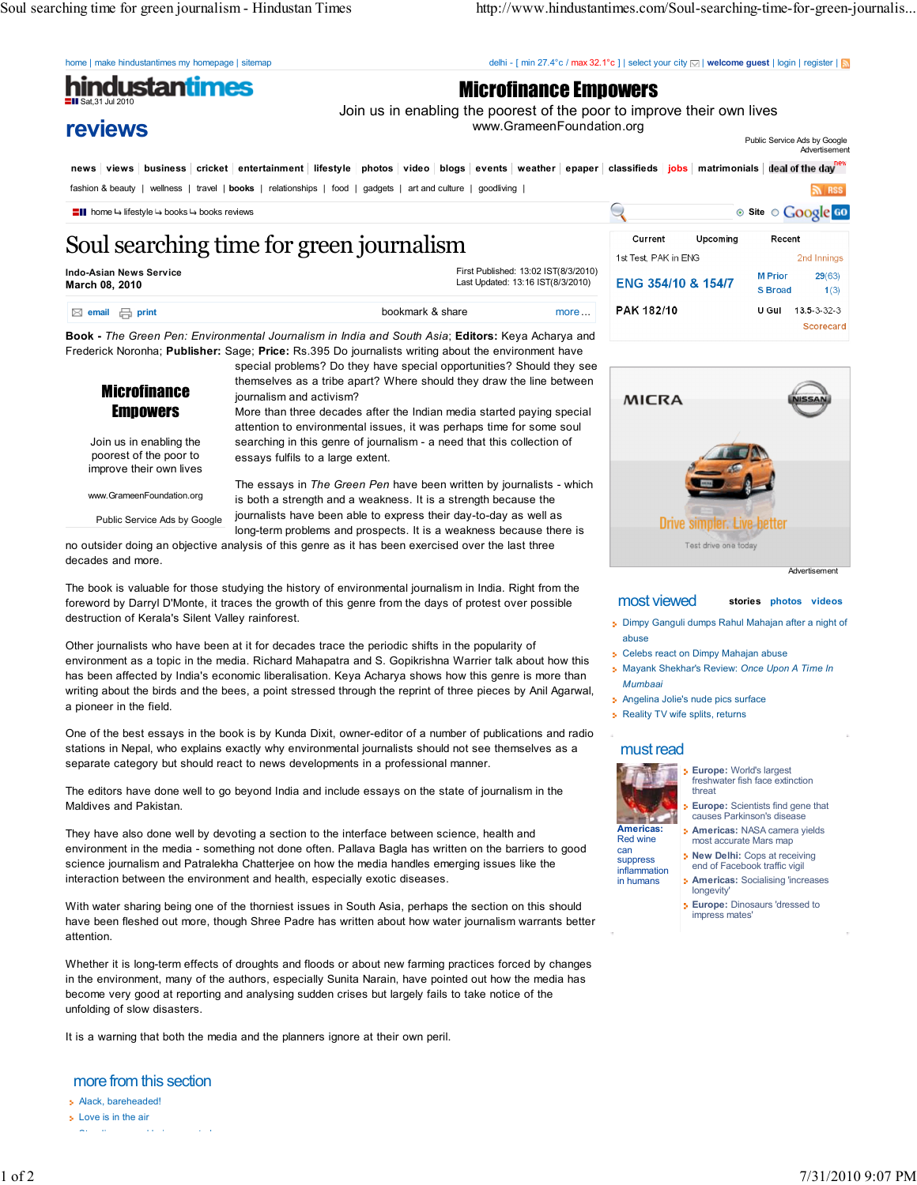# Soul searching time for green journalism

**Indo-Asian News Service**
**March 08, 2010**

First Published: 13:02 IST(8/3/2010)
Last Updated: 13:16 IST(8/3/2010)

**Book** - *The Green Pen: Environmental Journalism in India and South Asia*; **Editors:** Keya Acharya and Frederick Noronha; **Publisher:** Sage; **Price:** Rs.395 Do journalists writing about the environment have special problems? Do they have special opportunities? Should they see themselves as a tribe apart? Where should they draw the line between journalism and activism?

More than three decades after the Indian media started paying special attention to environmental issues, it was perhaps time for some soul searching in this genre of journalism - a need that this collection of essays fulfils to a large extent.

The essays in *The Green Pen* have been written by journalists - which is both a strength and a weakness. It is a strength because the journalists have been able to express their day-to-day as well as long-term problems and prospects. It is a weakness because there is no outsider doing an objective analysis of this genre as it has been exercised over the last three decades and more.

The book is valuable for those studying the history of environmental journalism in India. Right from the foreword by Darryl D'Monte, it traces the growth of this genre from the days of protest over possible destruction of Kerala's Silent Valley rainforest.

Other journalists who have been at it for decades trace the periodic shifts in the popularity of environment as a topic in the media. Richard Mahapatra and S. Gopikrishna Warrier talk about how this has been affected by India's economic liberalisation. Keya Acharya shows how this genre is more than writing about the birds and the bees, a point stressed through the reprint of three pieces by Anil Agarwal, a pioneer in the field.

One of the best essays in the book is by Kunda Dixit, owner-editor of a number of publications and radio stations in Nepal, who explains exactly why environmental journalists should not see themselves as a separate category but should react to news developments in a professional manner.

The editors have done well to go beyond India and include essays on the state of journalism in the Maldives and Pakistan.

They have also done well by devoting a section to the interface between science, health and environment in the media - something not done often. Pallava Bagla has written on the barriers to good science journalism and Patralekha Chatterjee on how the media handles emerging issues like the interaction between the environment and health, especially exotic diseases.

With water sharing being one of the thorniest issues in South Asia, perhaps the section on this should have been fleshed out more, though Shree Padre has written about how water journalism warrants better attention.

Whether it is long-term effects of droughts and floods or about new farming practices forced by changes in the environment, many of the authors, especially Sunita Narain, have pointed out how the media has become very good at reporting and analysing sudden crises but largely fails to take notice of the unfolding of slow disasters.

It is a warning that both the media and the planners ignore at their own peril.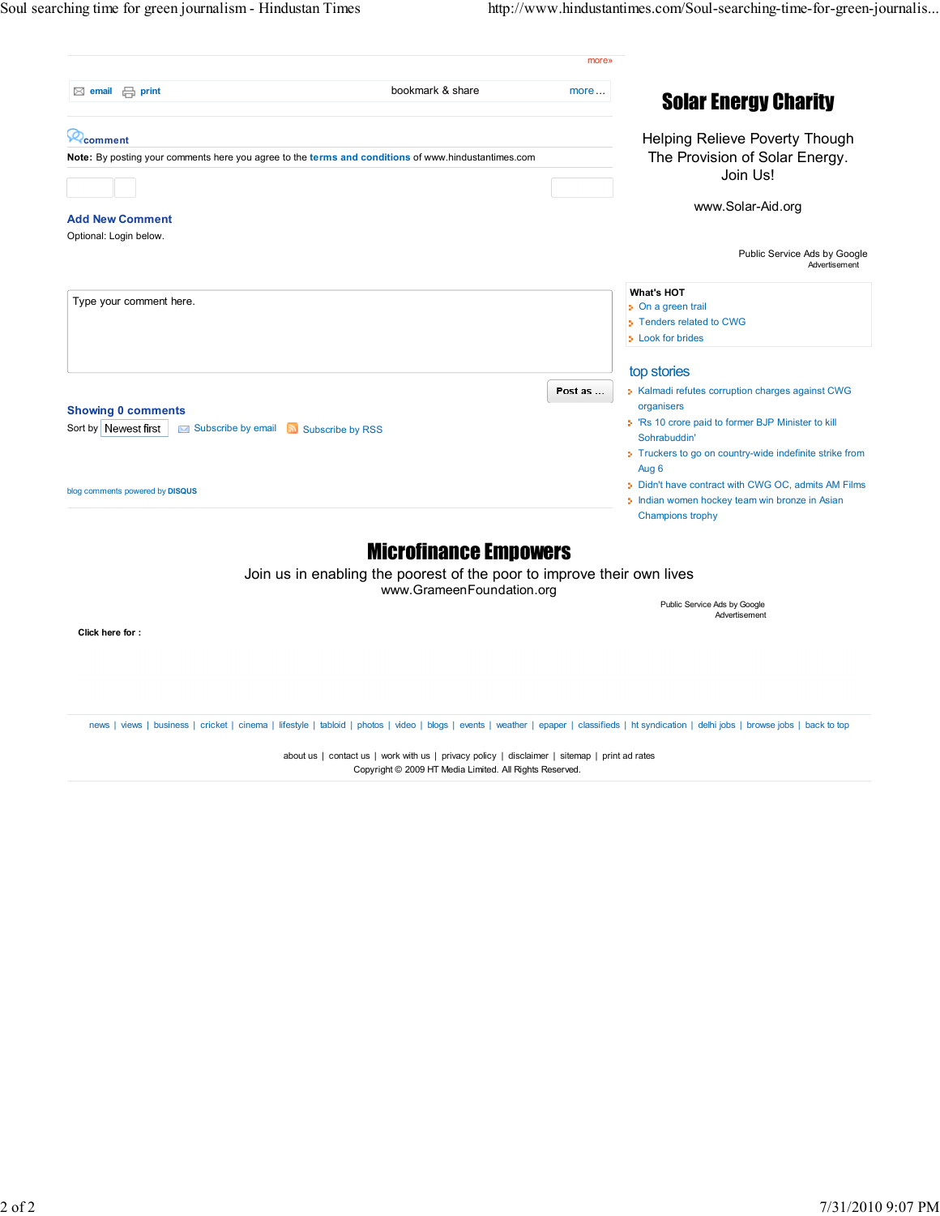more»

email print bookmark & share more...

comment

**Note:** By posting your comments here you agree to the **terms and conditions** of www.hindustantimes.com

**Add New Comment**

Optional: Login below.

Type your comment here.

Post as ...

**Showing 0 comments**

Sort by Newest first Subscribe by email Subscribe by RSS

blog comments powered by **DISQUS**

## Solar Energy Charity

Helping Relieve Poverty Though The Provision of Solar Energy. Join Us!

www.Solar-Aid.org

Public Service Ads by Google
Advertisement

**What's HOT**

- On a green trail
- Tenders related to CWG
- Look for brides

**top stories**

- Kalmadi refutes corruption charges against CWG organisers
- 'Rs 10 crore paid to former BJP Minister to kill Sohrabuddin'
- Truckers to go on country-wide indefinite strike from Aug 6
- Didn't have contract with CWG OC, admits AM Films
- Indian women hockey team win bronze in Asian Champions trophy

## Microfinance Empowers

Join us in enabling the poorest of the poor to improve their own lives
www.GrameenFoundation.org

Public Service Ads by Google
Advertisement

**Click here for :**

news | views | business | cricket | cinema | lifestyle | tabloid | photos | video | blogs | events | weather | epaper | classifieds | ht syndication | delhi jobs | browse jobs | back to top

about us | contact us | work with us | privacy policy | disclaimer | sitemap | print ad rates

Copyright © 2009 HT Media Limited. All Rights Reserved.